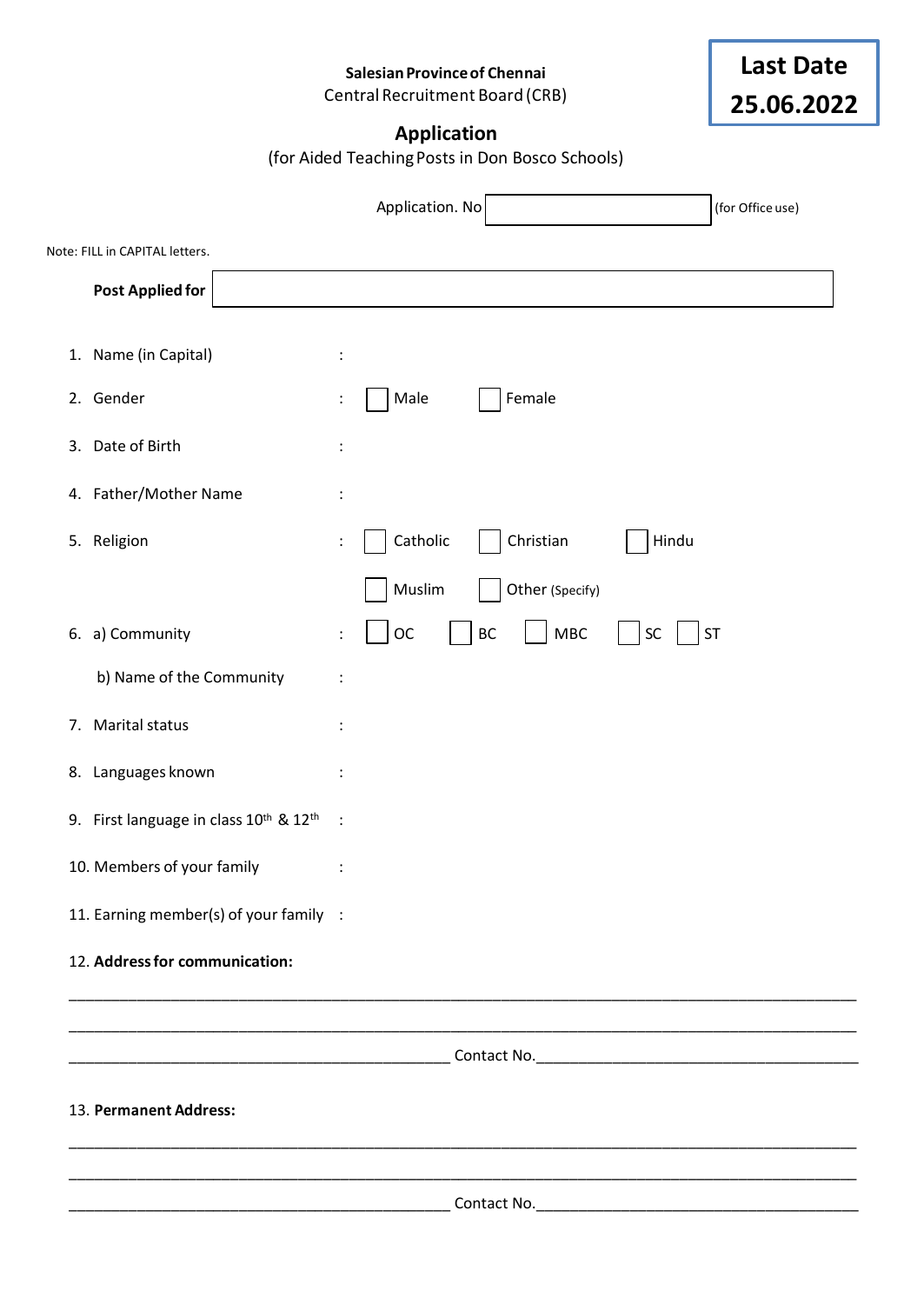**Salesian Province of Chennai**
Central Recruitment Board (CRB)

**Last Date**
**25.06.2022**

## Application

(for Aided Teaching Posts in Don Bosco Schools)

Application. No ____________________ (for Office use)

Note: FILL in CAPITAL letters.

**Post Applied for** ________________________________________

1. Name (in Capital) :
2. Gender : ☐ Male ☐ Female
3. Date of Birth :
4. Father/Mother Name :
5. Religion : ☐ Catholic ☐ Christian ☐ Hindu ☐ Muslim ☐ Other (Specify)
6. a) Community : ☐ OC ☐ BC ☐ MBC ☐ SC ☐ ST

   b) Name of the Community :
7. Marital status :
8. Languages known :
9. First language in class $10^{th}$ & $12^{th}$ :
10. Members of your family :
11. Earning member(s) of your family :
12. **Address for communication:**

______________________________________________________________________________

______________________________________________________________________________

________________________________________ Contact No.________________________________

13. **Permanent Address:**

______________________________________________________________________________

______________________________________________________________________________

________________________________________ Contact No.________________________________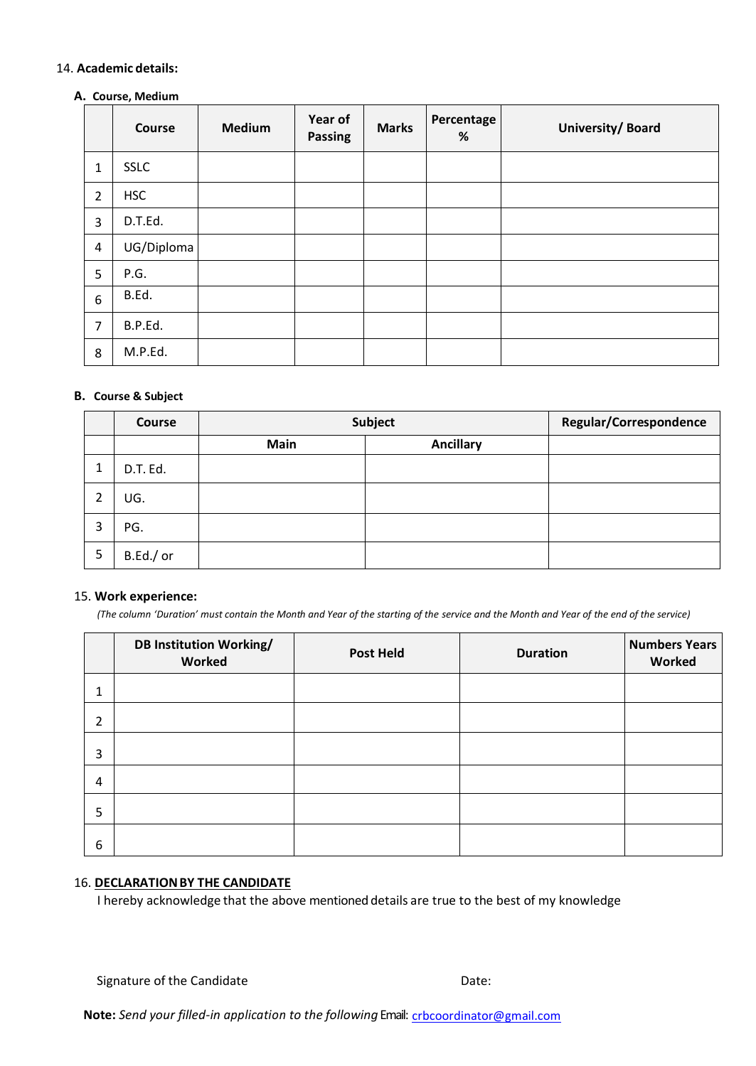14. **Academic details:**

**A. Course, Medium**

| | Course | Medium | Year of Passing | Marks | Percentage % | University/ Board |
|---|---|---|---|---|---|---|
| 1 | SSLC | | | | | |
| 2 | HSC | | | | | |
| 3 | D.T.Ed. | | | | | |
| 4 | UG/Diploma | | | | | |
| 5 | P.G. | | | | | |
| 6 | B.Ed. | | | | | |
| 7 | B.P.Ed. | | | | | |
| 8 | M.P.Ed. | | | | | |

**B. Course & Subject**

| | Course | Subject | | Regular/Correspondence |
|---|---|---|---|---|
| | | Main | Ancillary | |
| 1 | D.T. Ed. | | | |
| 2 | UG. | | | |
| 3 | PG. | | | |
| 5 | B.Ed./ or | | | |

15. **Work experience:**

*(The column 'Duration' must contain the Month and Year of the starting of the service and the Month and Year of the end of the service)*

| | DB Institution Working/ Worked | Post Held | Duration | Numbers Years Worked |
|---|---|---|---|---|
| 1 | | | | |
| 2 | | | | |
| 3 | | | | |
| 4 | | | | |
| 5 | | | | |
| 6 | | | | |

16. **DECLARATION BY THE CANDIDATE**

I hereby acknowledge that the above mentioned details are true to the best of my knowledge

Signature of the Candidate                                        Date:

**Note:** *Send your filled-in application to the following* Email: crbcoordinator@gmail.com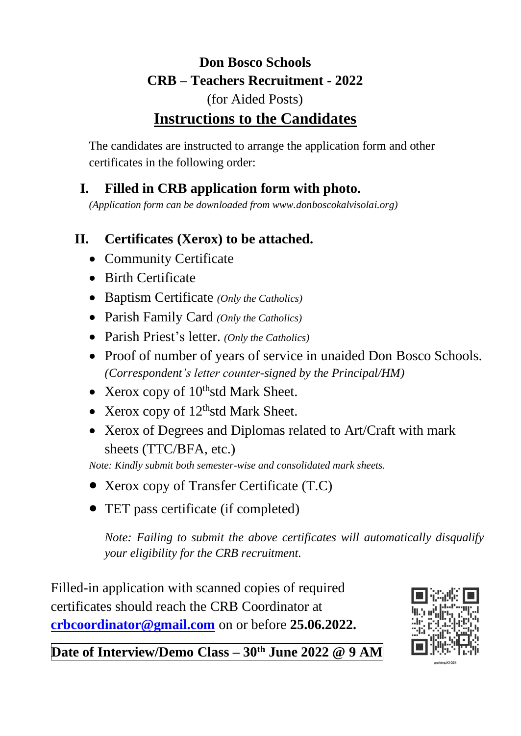# Don Bosco Schools

## CRB – Teachers Recruitment - 2022

(for Aided Posts)

## Instructions to the Candidates

The candidates are instructed to arrange the application form and other certificates in the following order:

### I. Filled in CRB application form with photo.

*(Application form can be downloaded from www.donboscokalvisolai.org)*

### II. Certificates (Xerox) to be attached.

- Community Certificate
- Birth Certificate
- Baptism Certificate *(Only the Catholics)*
- Parish Family Card *(Only the Catholics)*
- Parish Priest's letter. *(Only the Catholics)*
- Proof of number of years of service in unaided Don Bosco Schools. *(Correspondent's letter counter-signed by the Principal/HM)*
- Xerox copy of 10thstd Mark Sheet.
- Xerox copy of 12thstd Mark Sheet.
- Xerox of Degrees and Diplomas related to Art/Craft with mark sheets (TTC/BFA, etc.)

*Note: Kindly submit both semester-wise and consolidated mark sheets.*

- Xerox copy of Transfer Certificate (T.C)
- TET pass certificate (if completed)

*Note: Failing to submit the above certificates will automatically disqualify your eligibility for the CRB recruitment.*

Filled-in application with scanned copies of required certificates should reach the CRB Coordinator at **crbcoordinator@gmail.com** on or before **25.06.2022.**

**Date of Interview/Demo Class – 30th June 2022 @ 9 AM**

qrchimpX1024